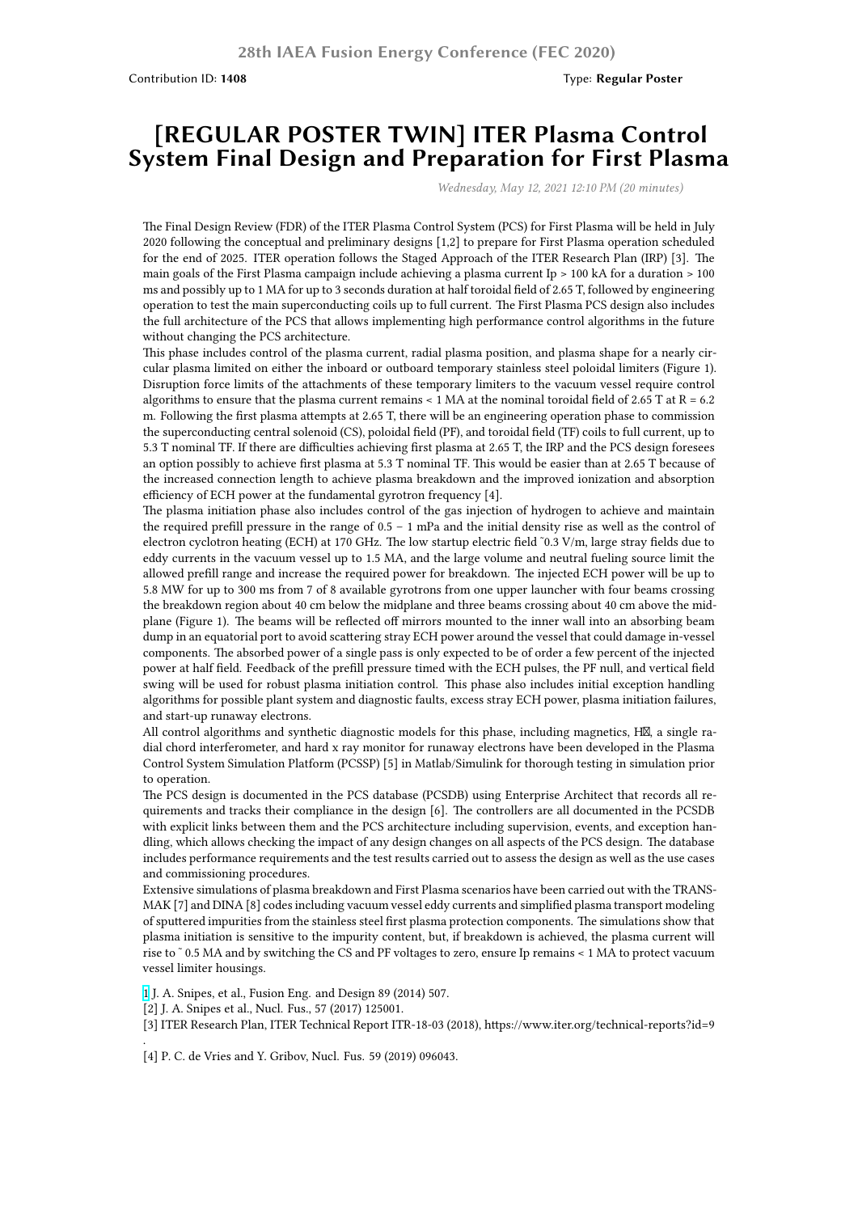Contribution ID: **1408** Type: **Regular Poster**

# [REGULAR POSTER TWIN] ITER Plasma Control System Final Design and Preparation for First Plasma

*Wednesday, May 12, 2021 12:10 PM (20 minutes)*

The Final Design Review (FDR) of the ITER Plasma Control System (PCS) for First Plasma will be held in July 2020 following the conceptual and preliminary designs [1,2] to prepare for First Plasma operation scheduled for the end of 2025. ITER operation follows the Staged Approach of the ITER Research Plan (IRP) [3]. The main goals of the First Plasma campaign include achieving a plasma current Ip > 100 kA for a duration > 100 ms and possibly up to 1 MA for up to 3 seconds duration at half toroidal field of 2.65 T, followed by engineering operation to test the main superconducting coils up to full current. The First Plasma PCS design also includes the full architecture of the PCS that allows implementing high performance control algorithms in the future without changing the PCS architecture.

This phase includes control of the plasma current, radial plasma position, and plasma shape for a nearly circular plasma limited on either the inboard or outboard temporary stainless steel poloidal limiters (Figure 1). Disruption force limits of the attachments of these temporary limiters to the vacuum vessel require control algorithms to ensure that the plasma current remains < 1 MA at the nominal toroidal field of 2.65 T at R = 6.2 m. Following the first plasma attempts at 2.65 T, there will be an engineering operation phase to commission the superconducting central solenoid (CS), poloidal field (PF), and toroidal field (TF) coils to full current, up to 5.3 T nominal TF. If there are difficulties achieving first plasma at 2.65 T, the IRP and the PCS design foresees an option possibly to achieve first plasma at 5.3 T nominal TF. This would be easier than at 2.65 T because of the increased connection length to achieve plasma breakdown and the improved ionization and absorption efficiency of ECH power at the fundamental gyrotron frequency [4].

The plasma initiation phase also includes control of the gas injection of hydrogen to achieve and maintain the required prefill pressure in the range of 0.5 – 1 mPa and the initial density rise as well as the control of electron cyclotron heating (ECH) at 170 GHz. The low startup electric field ~0.3 V/m, large stray fields due to eddy currents in the vacuum vessel up to 1.5 MA, and the large volume and neutral fueling source limit the allowed prefill range and increase the required power for breakdown. The injected ECH power will be up to 5.8 MW for up to 300 ms from 7 of 8 available gyrotrons from one upper launcher with four beams crossing the breakdown region about 40 cm below the midplane and three beams crossing about 40 cm above the midplane (Figure 1). The beams will be reflected off mirrors mounted to the inner wall into an absorbing beam dump in an equatorial port to avoid scattering stray ECH power around the vessel that could damage in-vessel components. The absorbed power of a single pass is only expected to be of order a few percent of the injected power at half field. Feedback of the prefill pressure timed with the ECH pulses, the PF null, and vertical field swing will be used for robust plasma initiation control. This phase also includes initial exception handling algorithms for possible plant system and diagnostic faults, excess stray ECH power, plasma initiation failures, and start-up runaway electrons.

All control algorithms and synthetic diagnostic models for this phase, including magnetics, Hα, a single radial chord interferometer, and hard x ray monitor for runaway electrons have been developed in the Plasma Control System Simulation Platform (PCSSP) [5] in Matlab/Simulink for thorough testing in simulation prior to operation.

The PCS design is documented in the PCS database (PCSDB) using Enterprise Architect that records all requirements and tracks their compliance in the design [6]. The controllers are all documented in the PCSDB with explicit links between them and the PCS architecture including supervision, events, and exception handling, which allows checking the impact of any design changes on all aspects of the PCS design. The database includes performance requirements and the test results carried out to assess the design as well as the use cases and commissioning procedures.

Extensive simulations of plasma breakdown and First Plasma scenarios have been carried out with the TRANSMAK [7] and DINA [8] codes including vacuum vessel eddy currents and simplified plasma transport modeling of sputtered impurities from the stainless steel first plasma protection components. The simulations show that plasma initiation is sensitive to the impurity content, but, if breakdown is achieved, the plasma current will rise to ~ 0.5 MA and by switching the CS and PF voltages to zero, ensure Ip remains < 1 MA to protect vacuum vessel limiter housings.

[1] J. A. Snipes, et al., Fusion Eng. and Design 89 (2014) 507.

[2] J. A. Snipes et al., Nucl. Fus., 57 (2017) 125001.

[3] ITER Research Plan, ITER Technical Report ITR-18-03 (2018), https://www.iter.org/technical-reports?id=9
.

[4] P. C. de Vries and Y. Gribov, Nucl. Fus. 59 (2019) 096043.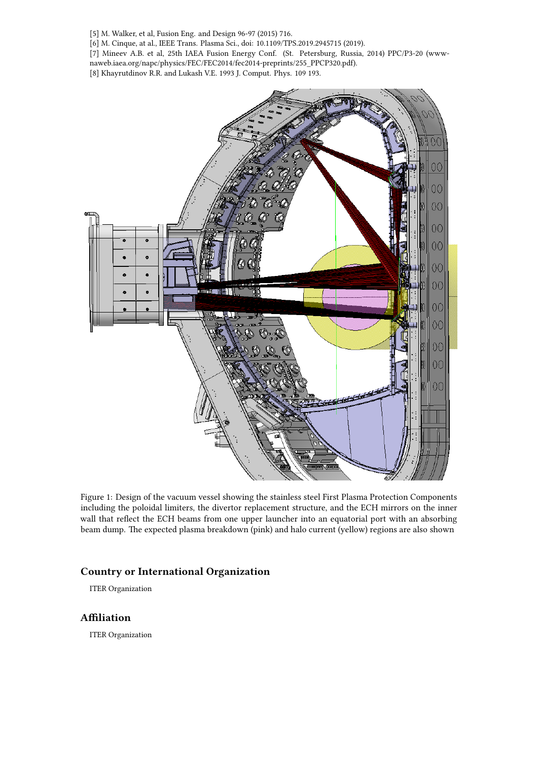[5] M. Walker, et al, Fusion Eng. and Design 96-97 (2015) 716.

[6] M. Cinque, at al., IEEE Trans. Plasma Sci., doi: 10.1109/TPS.2019.2945715 (2019).

[7] Mineev A.B. et al, 25th IAEA Fusion Energy Conf. (St. Petersburg, Russia, 2014) PPC/P3-20 (www-naweb.iaea.org/napc/physics/FEC/FEC2014/fec2014-preprints/255_PPCP320.pdf).

[8] Khayrutdinov R.R. and Lukash V.E. 1993 J. Comput. Phys. 109 193.

Figure 1: Design of the vacuum vessel showing the stainless steel First Plasma Protection Components including the poloidal limiters, the divertor replacement structure, and the ECH mirrors on the inner wall that reflect the ECH beams from one upper launcher into an equatorial port with an absorbing beam dump. The expected plasma breakdown (pink) and halo current (yellow) regions are also shown

## Country or International Organization

ITER Organization

## Affiliation

ITER Organization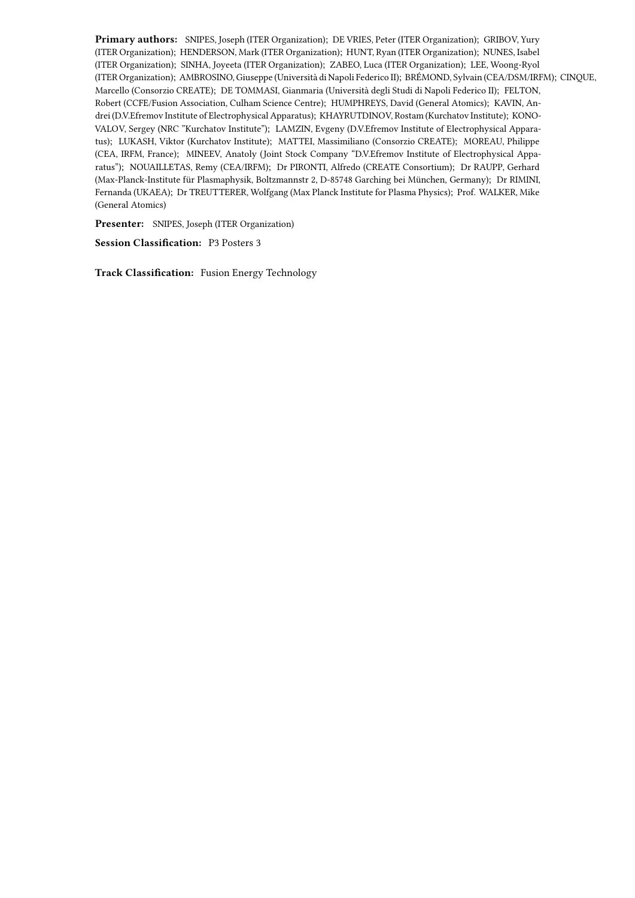**Primary authors:** SNIPES, Joseph (ITER Organization); DE VRIES, Peter (ITER Organization); GRIBOV, Yury (ITER Organization); HENDERSON, Mark (ITER Organization); HUNT, Ryan (ITER Organization); NUNES, Isabel (ITER Organization); SINHA, Joyeeta (ITER Organization); ZABEO, Luca (ITER Organization); LEE, Woong-Ryol (ITER Organization); AMBROSINO, Giuseppe (Università di Napoli Federico II); BRÉMOND, Sylvain (CEA/DSM/IRFM); CINQUE, Marcello (Consorzio CREATE); DE TOMMASI, Gianmaria (Università degli Studi di Napoli Federico II); FELTON, Robert (CCFE/Fusion Association, Culham Science Centre); HUMPHREYS, David (General Atomics); KAVIN, Andrei (D.V.Efremov Institute of Electrophysical Apparatus); KHAYRUTDINOV, Rostam (Kurchatov Institute); KONOVALOV, Sergey (NRC "Kurchatov Institute"); LAMZIN, Evgeny (D.V.Efremov Institute of Electrophysical Apparatus); LUKASH, Viktor (Kurchatov Institute); MATTEI, Massimiliano (Consorzio CREATE); MOREAU, Philippe (CEA, IRFM, France); MINEEV, Anatoly (Joint Stock Company "D.V.Efremov Institute of Electrophysical Apparatus"); NOUAILLETAS, Remy (CEA/IRFM); Dr PIRONTI, Alfredo (CREATE Consortium); Dr RAUPP, Gerhard (Max-Planck-Institute für Plasmaphysik, Boltzmannstr 2, D-85748 Garching bei München, Germany); Dr RIMINI, Fernanda (UKAEA); Dr TREUTTERER, Wolfgang (Max Planck Institute for Plasma Physics); Prof. WALKER, Mike (General Atomics)

**Presenter:** SNIPES, Joseph (ITER Organization)

**Session Classification:** P3 Posters 3

**Track Classification:** Fusion Energy Technology